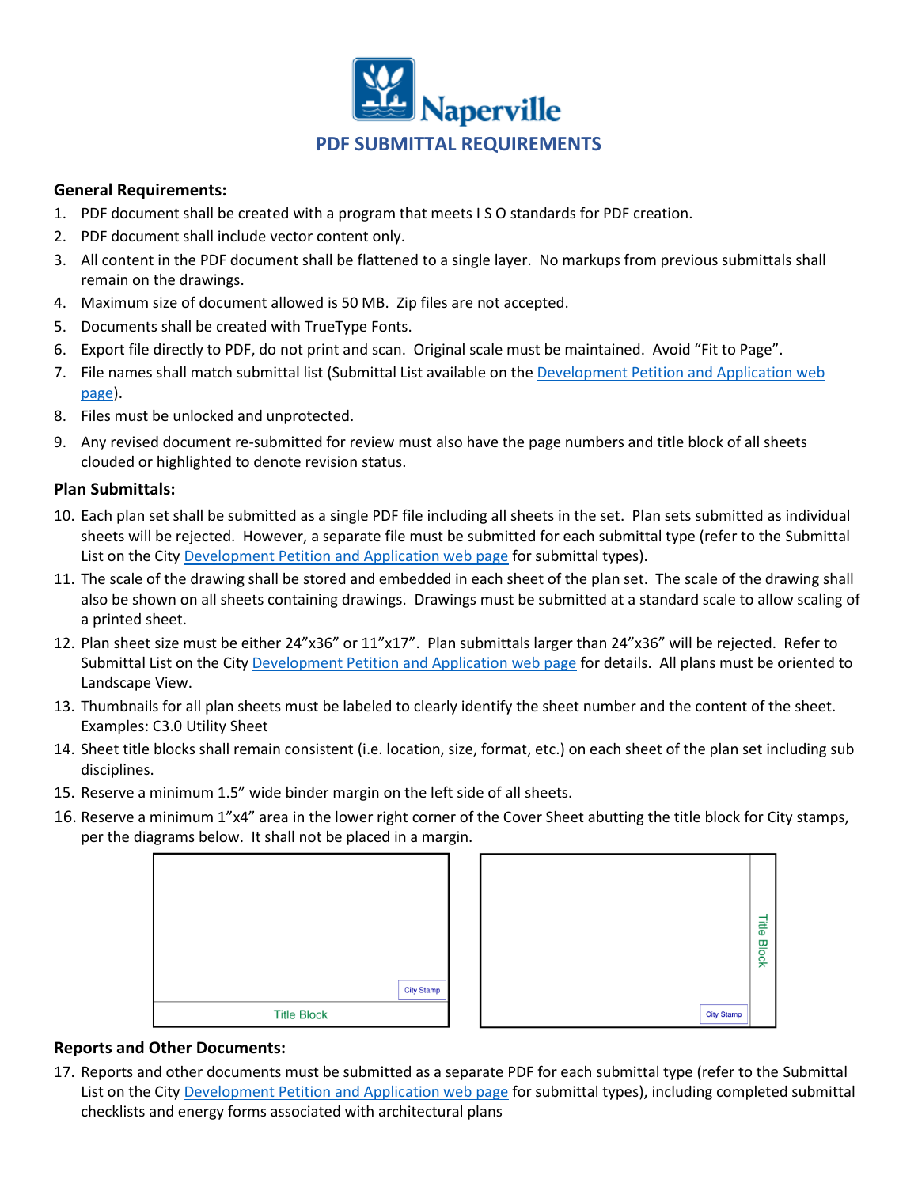# PDF SUBMITTAL REQUIREMENTS

### General Requirements:

1. PDF document shall be created with a program that meets I S O standards for PDF creation.
2. PDF document shall include vector content only.
3. All content in the PDF document shall be flattened to a single layer. No markups from previous submittals shall remain on the drawings.
4. Maximum size of document allowed is 50 MB. Zip files are not accepted.
5. Documents shall be created with TrueType Fonts.
6. Export file directly to PDF, do not print and scan. Original scale must be maintained. Avoid "Fit to Page".
7. File names shall match submittal list (Submittal List available on the Development Petition and Application web page).
8. Files must be unlocked and unprotected.
9. Any revised document re-submitted for review must also have the page numbers and title block of all sheets clouded or highlighted to denote revision status.

### Plan Submittals:

10. Each plan set shall be submitted as a single PDF file including all sheets in the set. Plan sets submitted as individual sheets will be rejected. However, a separate file must be submitted for each submittal type (refer to the Submittal List on the City Development Petition and Application web page for submittal types).
11. The scale of the drawing shall be stored and embedded in each sheet of the plan set. The scale of the drawing shall also be shown on all sheets containing drawings. Drawings must be submitted at a standard scale to allow scaling of a printed sheet.
12. Plan sheet size must be either 24"x36" or 11"x17". Plan submittals larger than 24"x36" will be rejected. Refer to Submittal List on the City Development Petition and Application web page for details. All plans must be oriented to Landscape View.
13. Thumbnails for all plan sheets must be labeled to clearly identify the sheet number and the content of the sheet. Examples: C3.0 Utility Sheet
14. Sheet title blocks shall remain consistent (i.e. location, size, format, etc.) on each sheet of the plan set including sub disciplines.
15. Reserve a minimum 1.5" wide binder margin on the left side of all sheets.
16. Reserve a minimum 1"x4" area in the lower right corner of the Cover Sheet abutting the title block for City stamps, per the diagrams below. It shall not be placed in a margin.

City Stamp | Title Block

City Stamp | Title Block

### Reports and Other Documents:

17. Reports and other documents must be submitted as a separate PDF for each submittal type (refer to the Submittal List on the City Development Petition and Application web page for submittal types), including completed submittal checklists and energy forms associated with architectural plans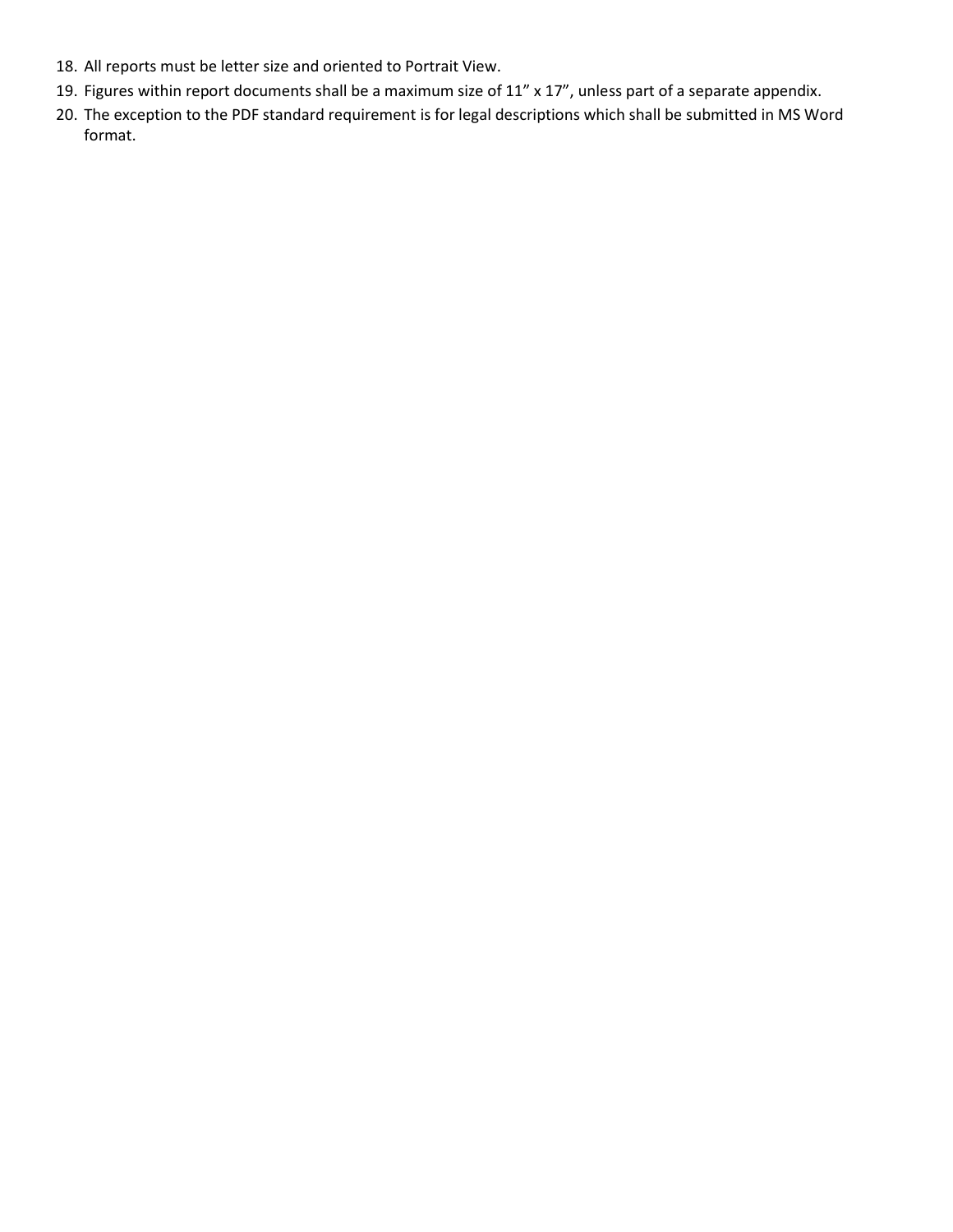18. All reports must be letter size and oriented to Portrait View.
19. Figures within report documents shall be a maximum size of 11” x 17”, unless part of a separate appendix.
20. The exception to the PDF standard requirement is for legal descriptions which shall be submitted in MS Word format.